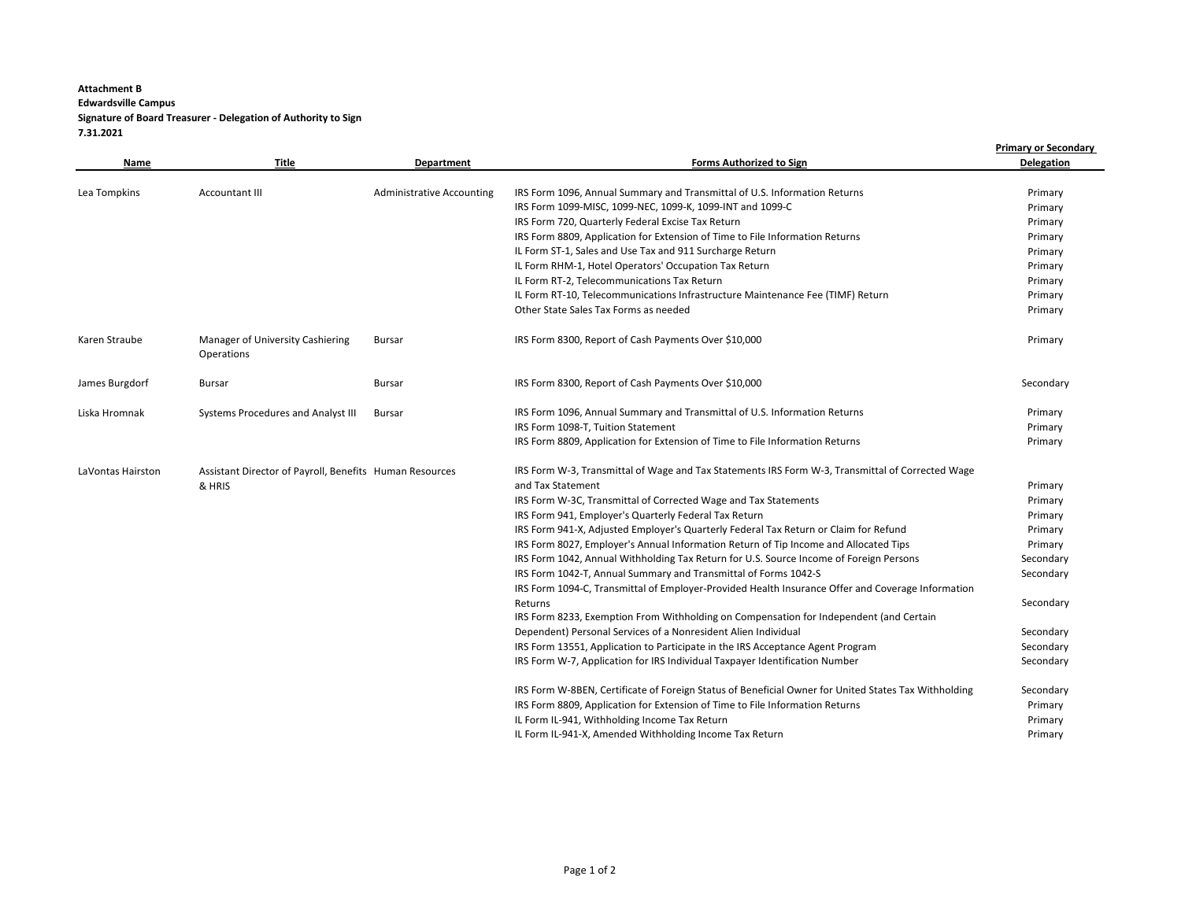**Attachment B**
**Edwardsville Campus**
**Signature of Board Treasurer - Delegation of Authority to Sign**
**7.31.2021**

| Name | Title | Department | Forms Authorized to Sign | Primary or Secondary Delegation |
|---|---|---|---|---|
| Lea Tompkins | Accountant III | Administrative Accounting | IRS Form 1096, Annual Summary and Transmittal of U.S. Information Returns | Primary |
| | | | IRS Form 1099-MISC, 1099-NEC, 1099-K, 1099-INT and 1099-C | Primary |
| | | | IRS Form 720, Quarterly Federal Excise Tax Return | Primary |
| | | | IRS Form 8809, Application for Extension of Time to File Information Returns | Primary |
| | | | IL Form ST-1, Sales and Use Tax and 911 Surcharge Return | Primary |
| | | | IL Form RHM-1, Hotel Operators' Occupation Tax Return | Primary |
| | | | IL Form RT-2, Telecommunications Tax Return | Primary |
| | | | IL Form RT-10, Telecommunications Infrastructure Maintenance Fee (TIMF) Return | Primary |
| | | | Other State Sales Tax Forms as needed | Primary |
| Karen Straube | Manager of University Cashiering Operations | Bursar | IRS Form 8300, Report of Cash Payments Over $10,000 | Primary |
| James Burgdorf | Bursar | Bursar | IRS Form 8300, Report of Cash Payments Over $10,000 | Secondary |
| Liska Hromnak | Systems Procedures and Analyst III | Bursar | IRS Form 1096, Annual Summary and Transmittal of U.S. Information Returns | Primary |
| | | | IRS Form 1098-T, Tuition Statement | Primary |
| | | | IRS Form 8809, Application for Extension of Time to File Information Returns | Primary |
| LaVontas Hairston | Assistant Director of Payroll, Benefits & HRIS | Human Resources | IRS Form W-3, Transmittal of Wage and Tax Statements IRS Form W-3, Transmittal of Corrected Wage and Tax Statement | Primary |
| | | | IRS Form W-3C, Transmittal of Corrected Wage and Tax Statements | Primary |
| | | | IRS Form 941, Employer's Quarterly Federal Tax Return | Primary |
| | | | IRS Form 941-X, Adjusted Employer's Quarterly Federal Tax Return or Claim for Refund | Primary |
| | | | IRS Form 8027, Employer's Annual Information Return of Tip Income and Allocated Tips | Primary |
| | | | IRS Form 1042, Annual Withholding Tax Return for U.S. Source Income of Foreign Persons | Secondary |
| | | | IRS Form 1042-T, Annual Summary and Transmittal of Forms 1042-S | Secondary |
| | | | IRS Form 1094-C, Transmittal of Employer-Provided Health Insurance Offer and Coverage Information Returns | Secondary |
| | | | IRS Form 8233, Exemption From Withholding on Compensation for Independent (and Certain Dependent) Personal Services of a Nonresident Alien Individual | Secondary |
| | | | IRS Form 13551, Application to Participate in the IRS Acceptance Agent Program | Secondary |
| | | | IRS Form W-7, Application for IRS Individual Taxpayer Identification Number | Secondary |
| | | | IRS Form W-8BEN, Certificate of Foreign Status of Beneficial Owner for United States Tax Withholding | Secondary |
| | | | IRS Form 8809, Application for Extension of Time to File Information Returns | Primary |
| | | | IL Form IL-941, Withholding Income Tax Return | Primary |
| | | | IL Form IL-941-X, Amended Withholding Income Tax Return | Primary |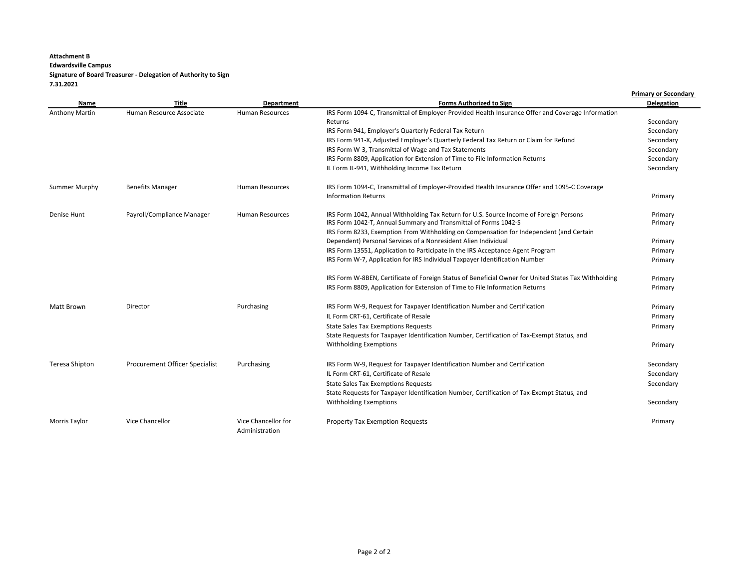**Attachment B**
**Edwardsville Campus**
**Signature of Board Treasurer - Delegation of Authority to Sign**
**7.31.2021**

| Name | Title | Department | Forms Authorized to Sign | Primary or Secondary Delegation |
|---|---|---|---|---|
| Anthony Martin | Human Resource Associate | Human Resources | IRS Form 1094-C, Transmittal of Employer-Provided Health Insurance Offer and Coverage Information Returns | Secondary |
| | | | IRS Form 941, Employer's Quarterly Federal Tax Return | Secondary |
| | | | IRS Form 941-X, Adjusted Employer's Quarterly Federal Tax Return or Claim for Refund | Secondary |
| | | | IRS Form W-3, Transmittal of Wage and Tax Statements | Secondary |
| | | | IRS Form 8809, Application for Extension of Time to File Information Returns | Secondary |
| | | | IL Form IL-941, Withholding Income Tax Return | Secondary |
| Summer Murphy | Benefits Manager | Human Resources | IRS Form 1094-C, Transmittal of Employer-Provided Health Insurance Offer and 1095-C Coverage Information Returns | Primary |
| Denise Hunt | Payroll/Compliance Manager | Human Resources | IRS Form 1042, Annual Withholding Tax Return for U.S. Source Income of Foreign Persons | Primary |
| | | | IRS Form 1042-T, Annual Summary and Transmittal of Forms 1042-S | Primary |
| | | | IRS Form 8233, Exemption From Withholding on Compensation for Independent (and Certain Dependent) Personal Services of a Nonresident Alien Individual | Primary |
| | | | IRS Form 13551, Application to Participate in the IRS Acceptance Agent Program | Primary |
| | | | IRS Form W-7, Application for IRS Individual Taxpayer Identification Number | Primary |
| | | | IRS Form W-8BEN, Certificate of Foreign Status of Beneficial Owner for United States Tax Withholding | Primary |
| | | | IRS Form 8809, Application for Extension of Time to File Information Returns | Primary |
| Matt Brown | Director | Purchasing | IRS Form W-9, Request for Taxpayer Identification Number and Certification | Primary |
| | | | IL Form CRT-61, Certificate of Resale | Primary |
| | | | State Sales Tax Exemptions Requests | Primary |
| | | | State Requests for Taxpayer Identification Number, Certification of Tax-Exempt Status, and Withholding Exemptions | Primary |
| Teresa Shipton | Procurement Officer Specialist | Purchasing | IRS Form W-9, Request for Taxpayer Identification Number and Certification | Secondary |
| | | | IL Form CRT-61, Certificate of Resale | Secondary |
| | | | State Sales Tax Exemptions Requests | Secondary |
| | | | State Requests for Taxpayer Identification Number, Certification of Tax-Exempt Status, and Withholding Exemptions | Secondary |
| Morris Taylor | Vice Chancellor | Vice Chancellor for Administration | Property Tax Exemption Requests | Primary |